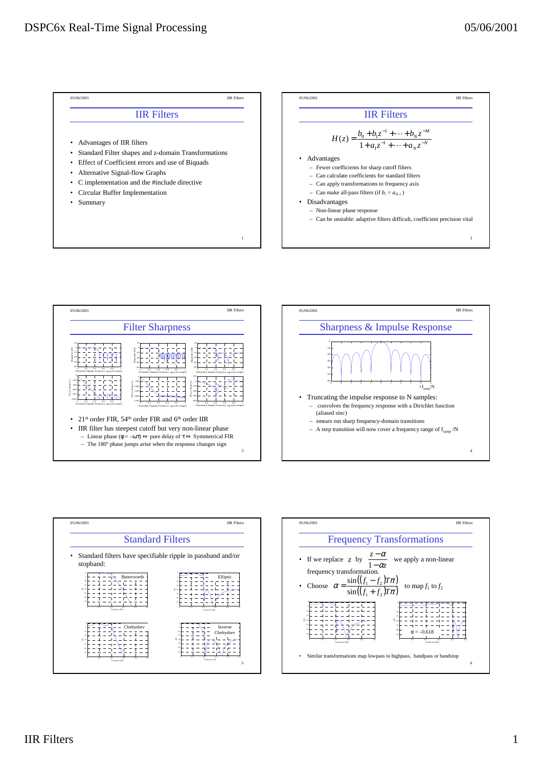## IIR Filters

- Advantages of IIR filters
- Standard Filter shapes and z-domain Transformations
- Effect of Coefficient errors and use of Biquads
- Alternative Signal-flow Graphs
- C implementation and the #include directive
- Circular Buffer Implementation
- Summary

## IIR Filters

$$H(z) = \frac{b_0 + b_1 z^{-1} + \cdots + b_N z^{-M}}{1 + a_1 z^{-1} + \cdots + a_N z^{-N}}$$

- Advantages
  - Fewer coefficients for sharp cutoff filters
  - Can calculate coefficients for standard filters
  - Can apply transformations to frequency axis
  - Can make all-pass filters (if $b_i = a_{N-i}$)
- Disadvantages
  - Non-linear phase response
  - Can be unstable: adaptive filters difficult, coefficient precision vital

## Filter Sharpness

- $21^{st}$ order FIR, $54^{th}$ order FIR and $6^{th}$ order IIR
- IIR filter has steepest cutoff but very non-linear phase
  - Linear phase ($\phi = -\omega\tau$) ⇔ pure delay of $\tau$ ⇔ Symmetrical FIR
  - The 180° phase jumps arise when the response changes sign

## Sharpness & Impulse Response

- Truncating the impulse response to N samples:
  - convolves the frequency response with a Dirichlet function (aliased sinc)
  - smears out sharp frequency-domain transitions
  - A step transition will now cover a frequency range of $f_{samp}/N$

## Standard Filters

- Standard filters have specifiable ripple in passband and/or stopband:

Butterworth, Elliptic, Chebyshev, Inverse Chebyshev

## Frequency Transformations

- If we replace $z$ by $\frac{z-\alpha}{1-\alpha z}$ we apply a non-linear frequency transformation.
- Choose $\alpha = \frac{\sin((f_1 - f_2)T\pi)}{\sin((f_1 + f_2)T\pi)}$ to map $f_1$ to $f_2$

$\alpha = -0.618$

- Similar transformations map lowpass to highpass, bandpass or bandstop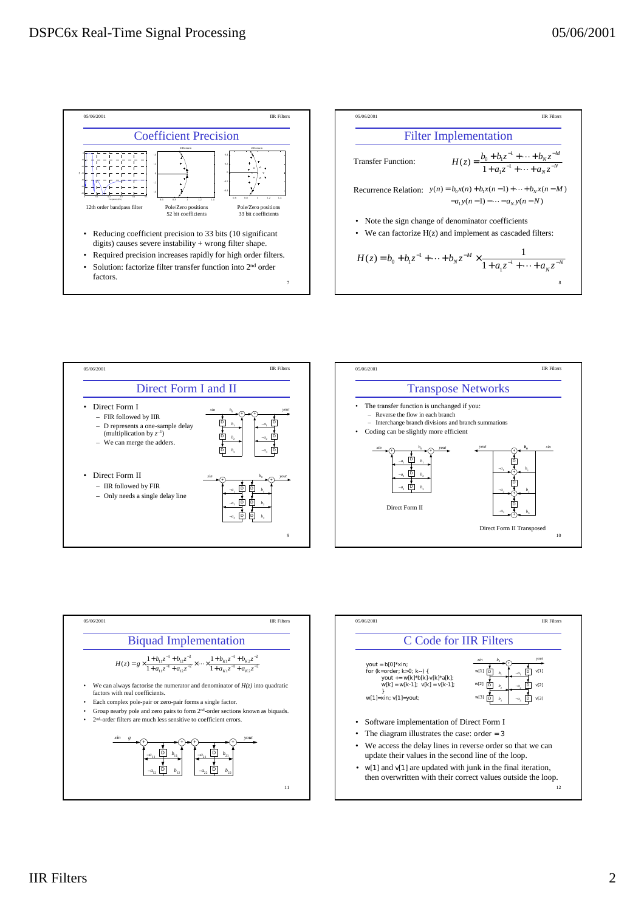## Coefficient Precision

12th order bandpass filter

Pole/Zero positions 52 bit coefficients

Pole/Zero positions 33 bit coefficients

- Reducing coefficient precision to 33 bits (10 significant digits) causes severe instability + wrong filter shape.
- Required precision increases rapidly for high order filters.
- Solution: factorize filter transfer function into 2nd order factors.

## Filter Implementation

Transfer Function:

$$H(z) = \frac{b_0 + b_1 z^{-1} + \cdots + b_N z^{-M}}{1 + a_1 z^{-1} + \cdots + a_N z^{-N}}$$

Recurrence Relation:

$$y(n) = b_0 x(n) + b_1 x(n-1) + \cdots + b_N x(n-M) - a_1 y(n-1) - \cdots - a_N y(n-N)$$

- Note the sign change of denominator coefficients
- We can factorize H(z) and implement as cascaded filters:

$$H(z) = b_0 + b_1 z^{-1} + \cdots + b_N z^{-M} \times \frac{1}{1 + a_1 z^{-1} + \cdots + a_N z^{-N}}$$

## Direct Form I and II

- Direct Form I
  - FIR followed by IIR
  - D represents a one-sample delay (multiplication by $z^{-1}$)
  - We can merge the adders.
- Direct Form II
  - IIR followed by FIR
  - Only needs a single delay line

## Transpose Networks

- The transfer function is unchanged if you:
  - Reverse the flow in each branch
  - Interchange branch divisions and branch summations
- Coding can be slightly more efficient

Direct Form II

Direct Form II Transposed

## Biquad Implementation

$$H(z) = g \times \frac{1 + b_{11} z^{-1} + b_{12} z^{-2}}{1 + a_{11} z^{-1} + a_{12} z^{-2}} \times \cdots \times \frac{1 + b_{K1} z^{-1} + b_{K2} z^{-2}}{1 + a_{K1} z^{-1} + a_{K2} z^{-2}}$$

- We can always factorise the numerator and denominator of $H(z)$ into quadratic factors with real coefficients.
- Each complex pole-pair or zero-pair forms a single factor.
- Group nearby pole and zero pairs to form 2nd-order sections known as biquads.
- 2nd-order filters are much less sensitive to coefficient errors.

## C Code for IIR Filters

```
yout = b[0]*xin;
for (k=order; k>0; k--) {
    yout += w[k]*b[k]-v[k]*a[k];
    w[k] = w[k-1];  v[k] = v[k-1];
    }
w[1]=xin; v[1]=yout;
```

- Software implementation of Direct Form I
- The diagram illustrates the case: `order = 3`
- We access the delay lines in reverse order so that we can update their values in the second line of the loop.
- `w[1]` and `v[1]` are updated with junk in the final iteration, then overwritten with their correct values outside the loop.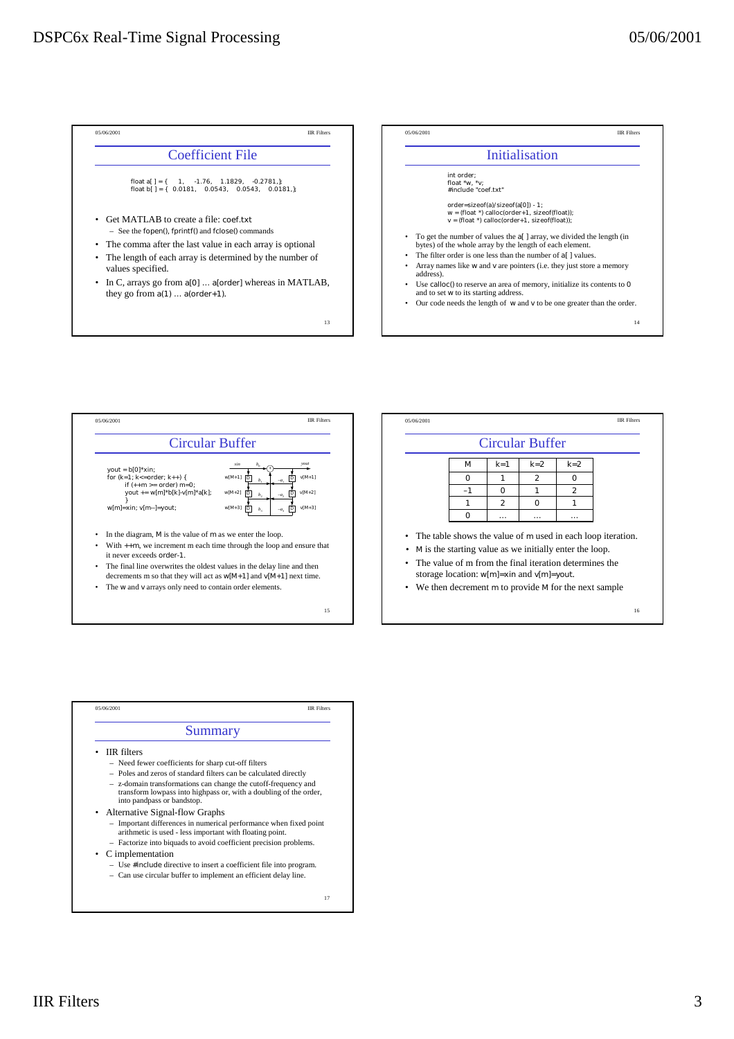## Coefficient File

```
float a[ ] = {    1,    -1.76,    1.1829,    -0.2781,};
float b[ ] = {  0.0181,    0.0543,    0.0543,    0.0181,};
```

- Get MATLAB to create a file: coef.txt
  - See the fopen(), fprintf() and fclose() commands
- The comma after the last value in each array is optional
- The length of each array is determined by the number of values specified.
- In C, arrays go from a[0] … a[order] whereas in MATLAB, they go from a(1) … a(order+1).

## Initialisation

```
int order;
float *w, *v;
#include "coef.txt"

order=sizeof(a)/sizeof(a[0]) - 1;
w = (float *) calloc(order+1, sizeof(float));
v = (float *) calloc(order+1, sizeof(float));
```

- To get the number of values the a[ ] array, we divided the length (in bytes) of the whole array by the length of each element.
- The filter order is one less than the number of a[ ] values.
- Array names like w and v are pointers (i.e. they just store a memory address).
- Use calloc() to reserve an area of memory, initialize its contents to 0 and to set w to its starting address.
- Our code needs the length of w and v to be one greater than the order.

## Circular Buffer

```
yout = b[0]*xin;
for (k=1; k<=order; k++) {
    if (++m >= order) m=0;
    yout += w[m]*b[k]-v[m]*a[k];
    }
w[m]=xin; v[m--]=yout;
```

xin, $b_0$, yout, w[M+1], $b_1$, $-a_1$, v[M+1], w[M+2], $b_2$, $-a_2$, v[M+2], w[M+3], $b_3$, $-a_3$, v[M+3], D

- In the diagram, M is the value of m as we enter the loop.
- With ++m, we increment m each time through the loop and ensure that it never exceeds order-1.
- The final line overwrites the oldest values in the delay line and then decrements m so that they will act as w[M+1] and v[M+1] next time.
- The w and v arrays only need to contain order elements.

## Circular Buffer

| M | k=1 | k=2 | k=2 |
|---|---|---|---|
| 0 | 1 | 2 | 0 |
| –1 | 0 | 1 | 2 |
| 1 | 2 | 0 | 1 |
| 0 | … | … | … |

- The table shows the value of m used in each loop iteration.
- M is the starting value as we initially enter the loop.
- The value of m from the final iteration determines the storage location: w[m]=xin and v[m]=yout.
- We then decrement m to provide M for the next sample

## Summary

- IIR filters
  - Need fewer coefficients for sharp cut-off filters
  - Poles and zeros of standard filters can be calculated directly
  - z-domain transformations can change the cutoff-frequency and transform lowpass into highpass or, with a doubling of the order, into pandpass or bandstop.
- Alternative Signal-flow Graphs
  - Important differences in numerical performance when fixed point arithmetic is used - less important with floating point.
  - Factorize into biquads to avoid coefficient precision problems.
- C implementation
  - Use #include directive to insert a coefficient file into program.
  - Can use circular buffer to implement an efficient delay line.